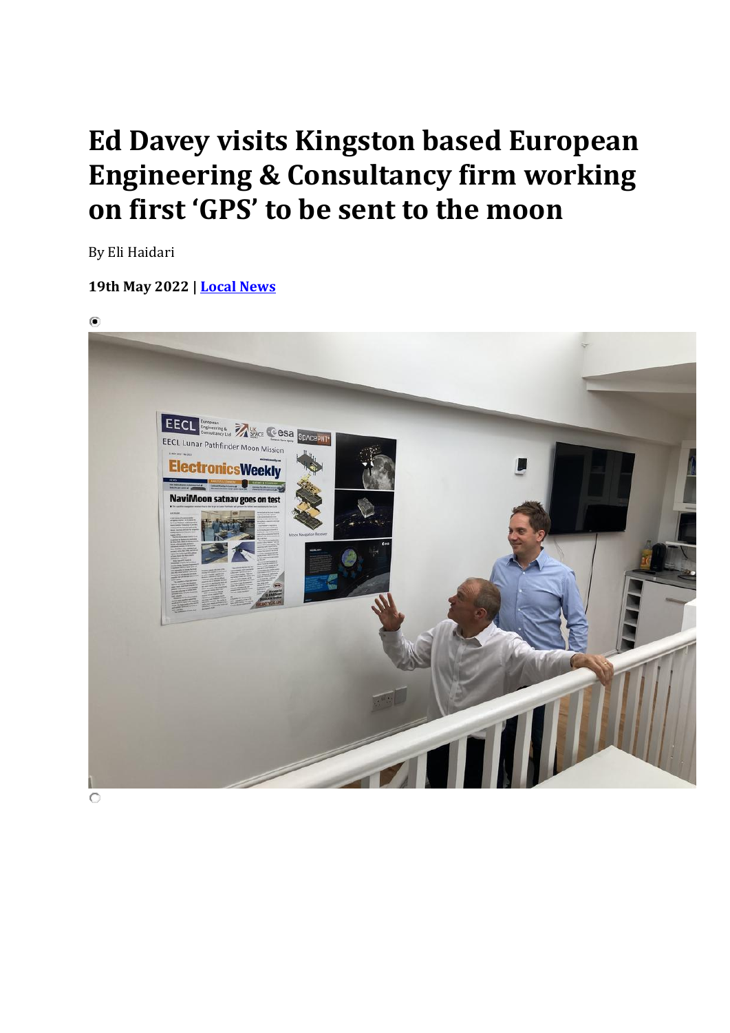# Ed Davey visits Kingston based European Engineering & Consultancy firm working on first 'GPS' to be sent to the moon

By Eli Haidari

**19th May 2022 | Local News**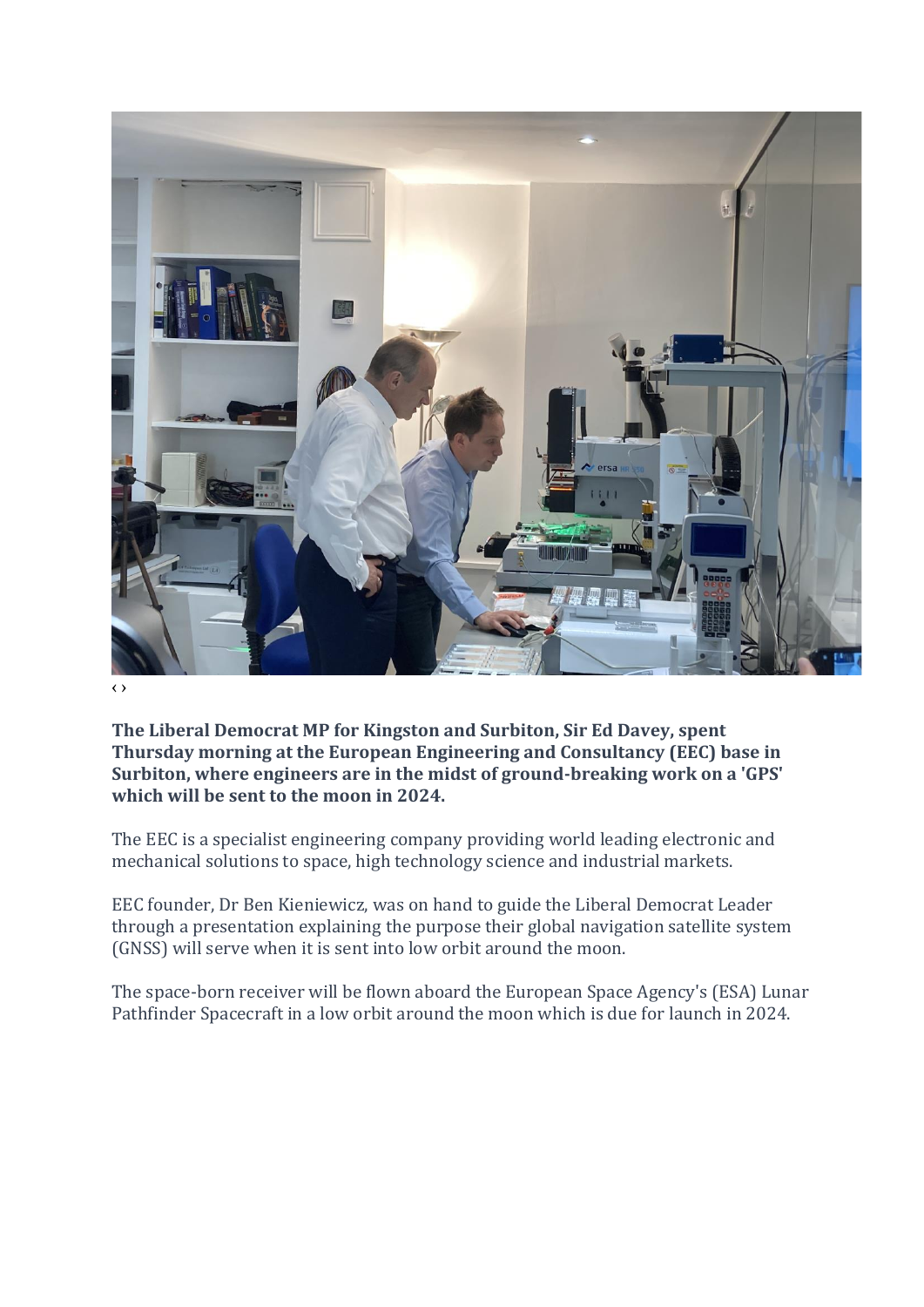‹ ›

**The Liberal Democrat MP for Kingston and Surbiton, Sir Ed Davey, spent Thursday morning at the European Engineering and Consultancy (EEC) base in Surbiton, where engineers are in the midst of ground-breaking work on a 'GPS' which will be sent to the moon in 2024.**

The EEC is a specialist engineering company providing world leading electronic and mechanical solutions to space, high technology science and industrial markets.

EEC founder, Dr Ben Kieniewicz, was on hand to guide the Liberal Democrat Leader through a presentation explaining the purpose their global navigation satellite system (GNSS) will serve when it is sent into low orbit around the moon.

The space-born receiver will be flown aboard the European Space Agency's (ESA) Lunar Pathfinder Spacecraft in a low orbit around the moon which is due for launch in 2024.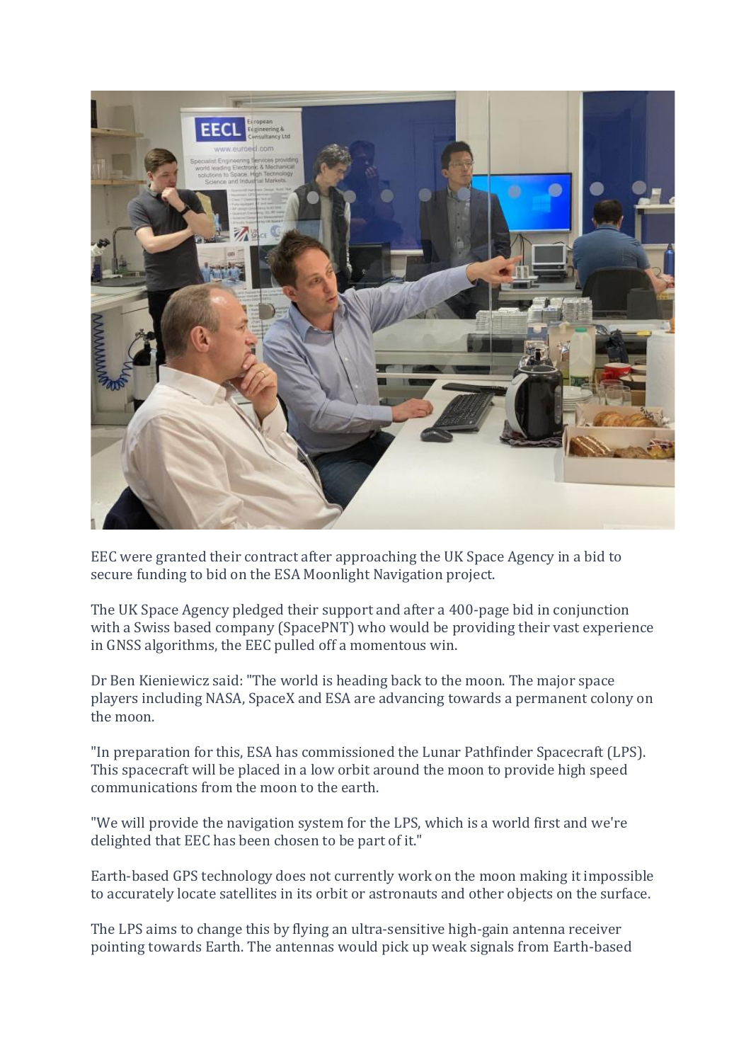EEC were granted their contract after approaching the UK Space Agency in a bid to secure funding to bid on the ESA Moonlight Navigation project.

The UK Space Agency pledged their support and after a 400-page bid in conjunction with a Swiss based company (SpacePNT) who would be providing their vast experience in GNSS algorithms, the EEC pulled off a momentous win.

Dr Ben Kieniewicz said: "The world is heading back to the moon. The major space players including NASA, SpaceX and ESA are advancing towards a permanent colony on the moon.

"In preparation for this, ESA has commissioned the Lunar Pathfinder Spacecraft (LPS). This spacecraft will be placed in a low orbit around the moon to provide high speed communications from the moon to the earth.

"We will provide the navigation system for the LPS, which is a world first and we're delighted that EEC has been chosen to be part of it."

Earth-based GPS technology does not currently work on the moon making it impossible to accurately locate satellites in its orbit or astronauts and other objects on the surface.

The LPS aims to change this by flying an ultra-sensitive high-gain antenna receiver pointing towards Earth. The antennas would pick up weak signals from Earth-based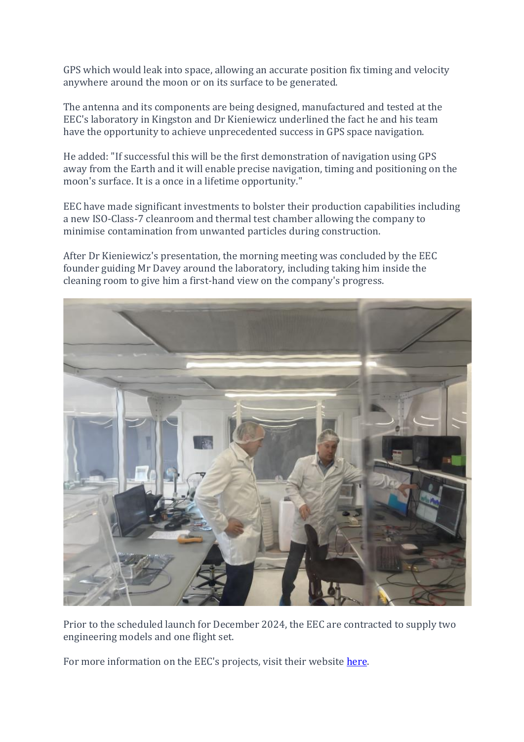GPS which would leak into space, allowing an accurate position fix timing and velocity anywhere around the moon or on its surface to be generated.

The antenna and its components are being designed, manufactured and tested at the EEC's laboratory in Kingston and Dr Kieniewicz underlined the fact he and his team have the opportunity to achieve unprecedented success in GPS space navigation.

He added: "If successful this will be the first demonstration of navigation using GPS away from the Earth and it will enable precise navigation, timing and positioning on the moon's surface. It is a once in a lifetime opportunity."

EEC have made significant investments to bolster their production capabilities including a new ISO-Class-7 cleanroom and thermal test chamber allowing the company to minimise contamination from unwanted particles during construction.

After Dr Kieniewicz's presentation, the morning meeting was concluded by the EEC founder guiding Mr Davey around the laboratory, including taking him inside the cleaning room to give him a first-hand view on the company's progress.

Prior to the scheduled launch for December 2024, the EEC are contracted to supply two engineering models and one flight set.

For more information on the EEC's projects, visit their website [here](#).